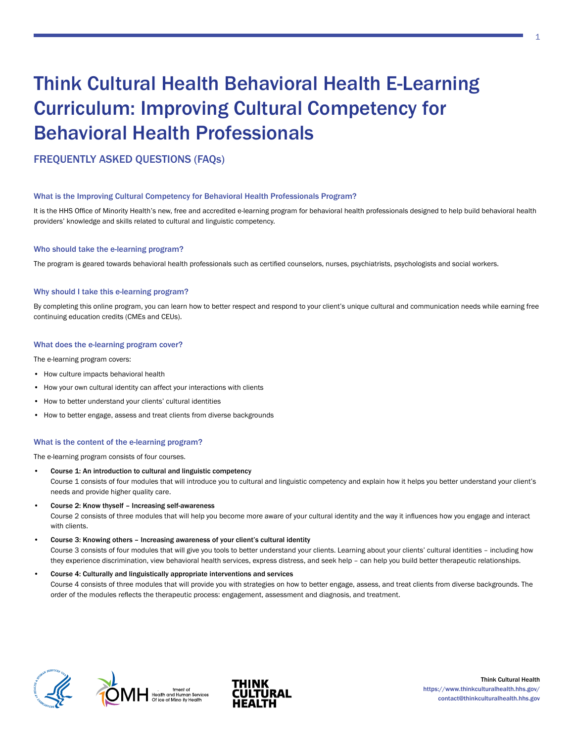# Think Cultural Health Behavioral Health E-Learning Curriculum: Improving Cultural Competency for Behavioral Health Professionals

## FREQUENTLY ASKED QUESTIONS (FAQs)

### What is the Improving Cultural Competency for Behavioral Health Professionals Program?

It is the HHS Office of Minority Health's new, free and accredited e-learning program for behavioral health professionals designed to help build behavioral health providers' knowledge and skills related to cultural and linguistic competency.

### Who should take the e-learning program?

The program is geared towards behavioral health professionals such as certified counselors, nurses, psychiatrists, psychologists and social workers.

### Why should I take this e-learning program?

By completing this online program, you can learn how to better respect and respond to your client's unique cultural and communication needs while earning free continuing education credits (CMEs and CEUs).

### What does the e-learning program cover?

The e-learning program covers:

- How culture impacts behavioral health
- How your own cultural identity can affect your interactions with clients
- How to better understand your clients' cultural identities
- How to better engage, assess and treat clients from diverse backgrounds

### What is the content of the e-learning program?

The e-learning program consists of four courses.

- **Course 1: An introduction to cultural and linguistic competency**
  Course 1 consists of four modules that will introduce you to cultural and linguistic competency and explain how it helps you better understand your client's needs and provide higher quality care.
- **Course 2: Know thyself – Increasing self-awareness**
  Course 2 consists of three modules that will help you become more aware of your cultural identity and the way it influences how you engage and interact with clients.
- **Course 3: Knowing others – Increasing awareness of your client's cultural identity**
  Course 3 consists of four modules that will give you tools to better understand your clients. Learning about your clients' cultural identities – including how they experience discrimination, view behavioral health services, express distress, and seek help – can help you build better therapeutic relationships.
- **Course 4: Culturally and linguistically appropriate interventions and services**
  Course 4 consists of three modules that will provide you with strategies on how to better engage, assess, and treat clients from diverse backgrounds. The order of the modules reflects the therapeutic process: engagement, assessment and diagnosis, and treatment.

Think Cultural Health
https://www.thinkculturalhealth.hhs.gov/
contact@thinkculturalhealth.hhs.gov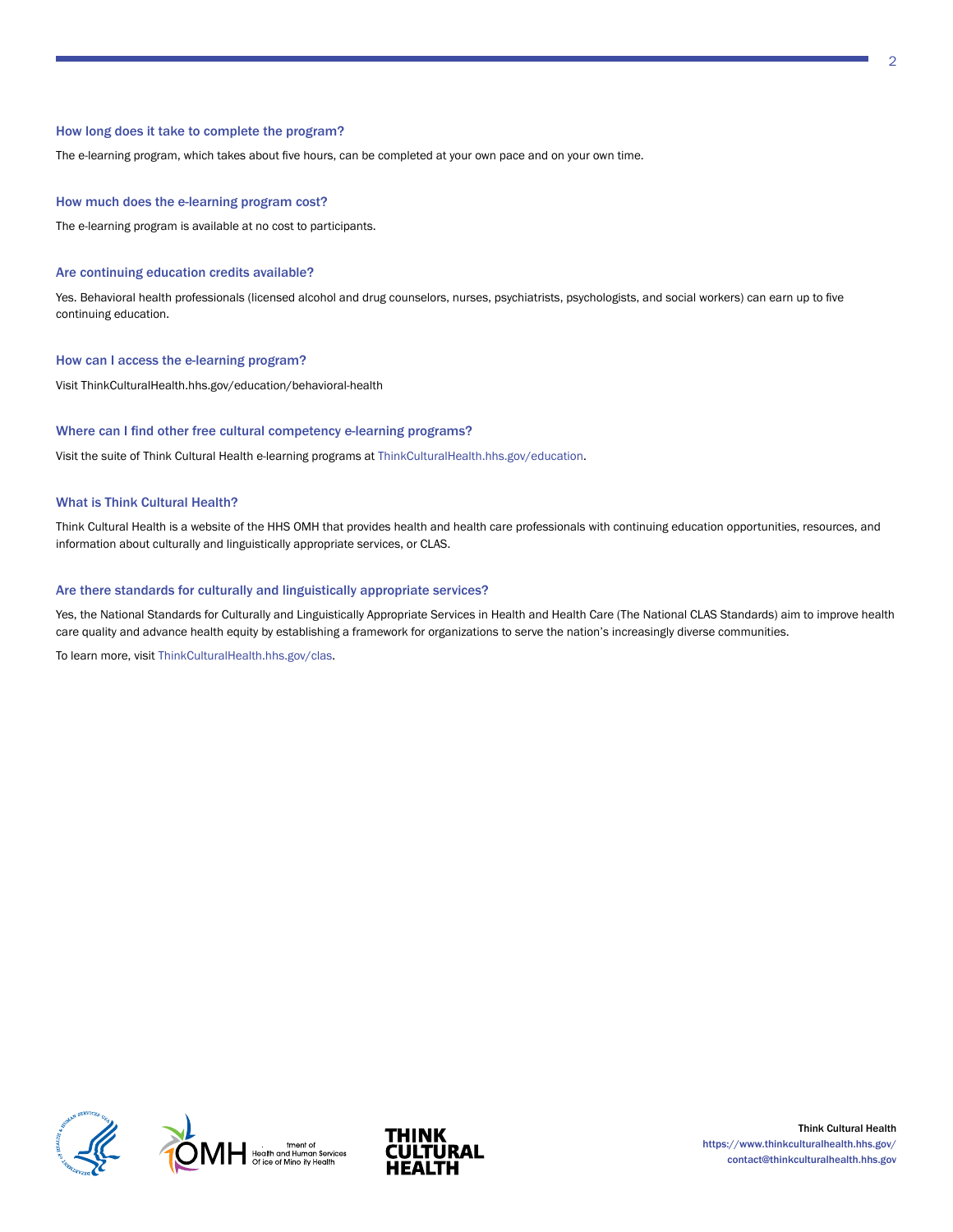### How long does it take to complete the program?

The e-learning program, which takes about five hours, can be completed at your own pace and on your own time.

### How much does the e-learning program cost?

The e-learning program is available at no cost to participants.

### Are continuing education credits available?

Yes. Behavioral health professionals (licensed alcohol and drug counselors, nurses, psychiatrists, psychologists, and social workers) can earn up to five continuing education.

### How can I access the e-learning program?

Visit ThinkCulturalHealth.hhs.gov/education/behavioral-health

### Where can I find other free cultural competency e-learning programs?

Visit the suite of Think Cultural Health e-learning programs at ThinkCulturalHealth.hhs.gov/education.

### What is Think Cultural Health?

Think Cultural Health is a website of the HHS OMH that provides health and health care professionals with continuing education opportunities, resources, and information about culturally and linguistically appropriate services, or CLAS.

### Are there standards for culturally and linguistically appropriate services?

Yes, the National Standards for Culturally and Linguistically Appropriate Services in Health and Health Care (The National CLAS Standards) aim to improve health care quality and advance health equity by establishing a framework for organizations to serve the nation's increasingly diverse communities.

To learn more, visit ThinkCulturalHealth.hhs.gov/clas.

Think Cultural Health
https://www.thinkculturalhealth.hhs.gov/
contact@thinkculturalhealth.hhs.gov